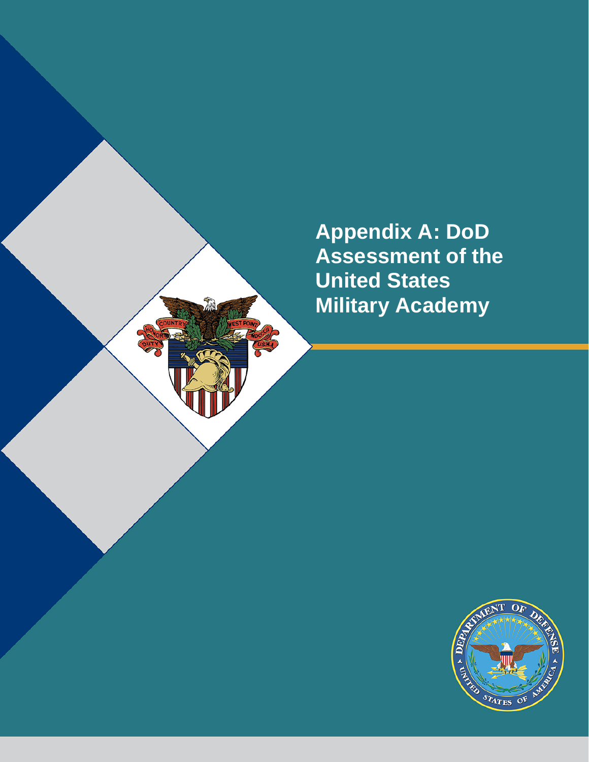# Appendix A: DoD Assessment of the United States Military Academy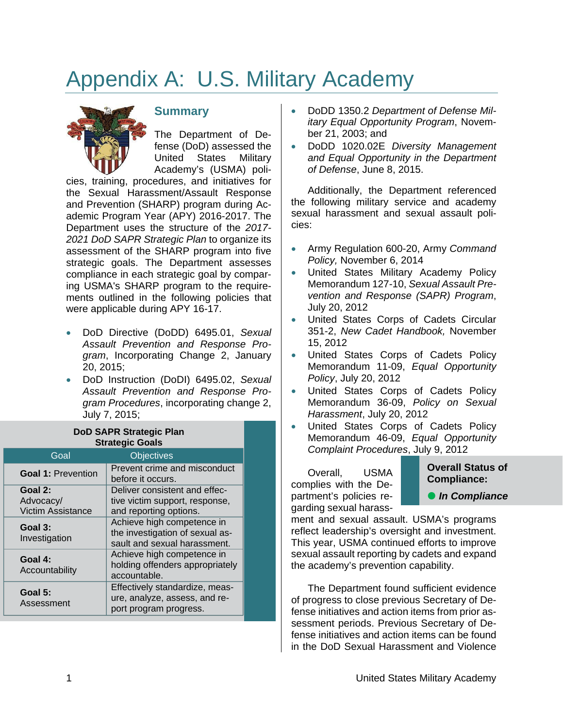# Appendix A: U.S. Military Academy

## Summary

The Department of Defense (DoD) assessed the United States Military Academy's (USMA) policies, training, procedures, and initiatives for the Sexual Harassment/Assault Response and Prevention (SHARP) program during Academic Program Year (APY) 2016-2017. The Department uses the structure of the *2017-2021 DoD SAPR Strategic Plan* to organize its assessment of the SHARP program into five strategic goals. The Department assesses compliance in each strategic goal by comparing USMA's SHARP program to the requirements outlined in the following policies that were applicable during APY 16-17.

- DoD Directive (DoDD) 6495.01, *Sexual Assault Prevention and Response Program*, Incorporating Change 2, January 20, 2015;
- DoD Instruction (DoDI) 6495.02, *Sexual Assault Prevention and Response Program Procedures*, incorporating change 2, July 7, 2015;
- DoDD 1350.2 *Department of Defense Military Equal Opportunity Program*, November 21, 2003; and
- DoDD 1020.02E *Diversity Management and Equal Opportunity in the Department of Defense*, June 8, 2015.

**DoD SAPR Strategic Plan Strategic Goals**

| Goal | Objectives |
|---|---|
| **Goal 1:** Prevention | Prevent crime and misconduct before it occurs. |
| **Goal 2:** Advocacy/ Victim Assistance | Deliver consistent and effective victim support, response, and reporting options. |
| **Goal 3:** Investigation | Achieve high competence in the investigation of sexual assault and sexual harassment. |
| **Goal 4:** Accountability | Achieve high competence in holding offenders appropriately accountable. |
| **Goal 5:** Assessment | Effectively standardize, measure, analyze, assess, and report program progress. |

Additionally, the Department referenced the following military service and academy sexual harassment and sexual assault policies:

- Army Regulation 600-20, Army *Command Policy,* November 6, 2014
- United States Military Academy Policy Memorandum 127-10, *Sexual Assault Prevention and Response (SAPR) Program*, July 20, 2012
- United States Corps of Cadets Circular 351-2, *New Cadet Handbook,* November 15, 2012
- United States Corps of Cadets Policy Memorandum 11-09, *Equal Opportunity Policy*, July 20, 2012
- United States Corps of Cadets Policy Memorandum 36-09, *Policy on Sexual Harassment*, July 20, 2012
- United States Corps of Cadets Policy Memorandum 46-09, *Equal Opportunity Complaint Procedures*, July 9, 2012

**Overall Status of Compliance:**

● ***In Compliance***

Overall, USMA complies with the Department's policies regarding sexual harassment and sexual assault. USMA's programs reflect leadership's oversight and investment. This year, USMA continued efforts to improve sexual assault reporting by cadets and expand the academy's prevention capability.

The Department found sufficient evidence of progress to close previous Secretary of Defense initiatives and action items from prior assessment periods. Previous Secretary of Defense initiatives and action items can be found in the DoD Sexual Harassment and Violence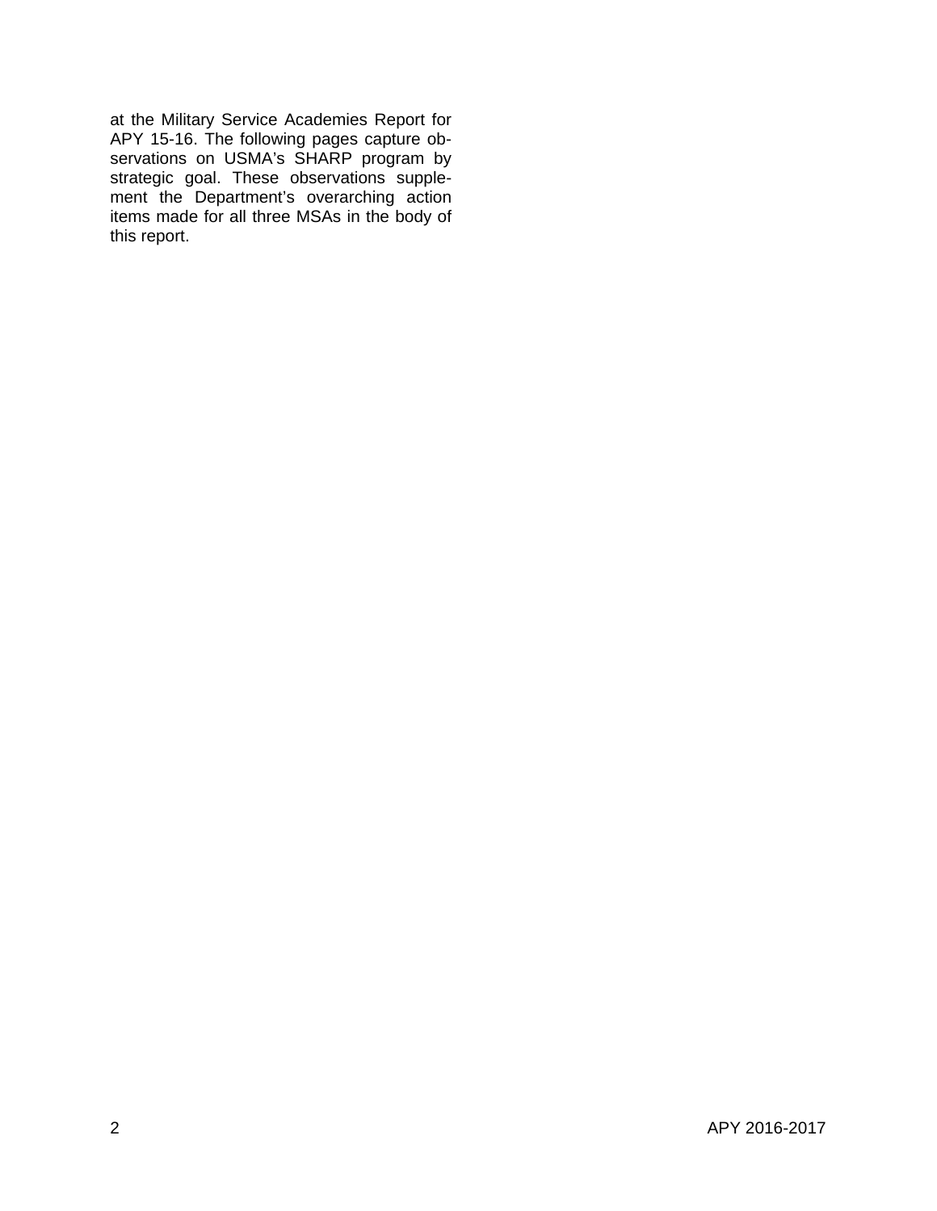at the Military Service Academies Report for APY 15-16. The following pages capture observations on USMA's SHARP program by strategic goal. These observations supplement the Department's overarching action items made for all three MSAs in the body of this report.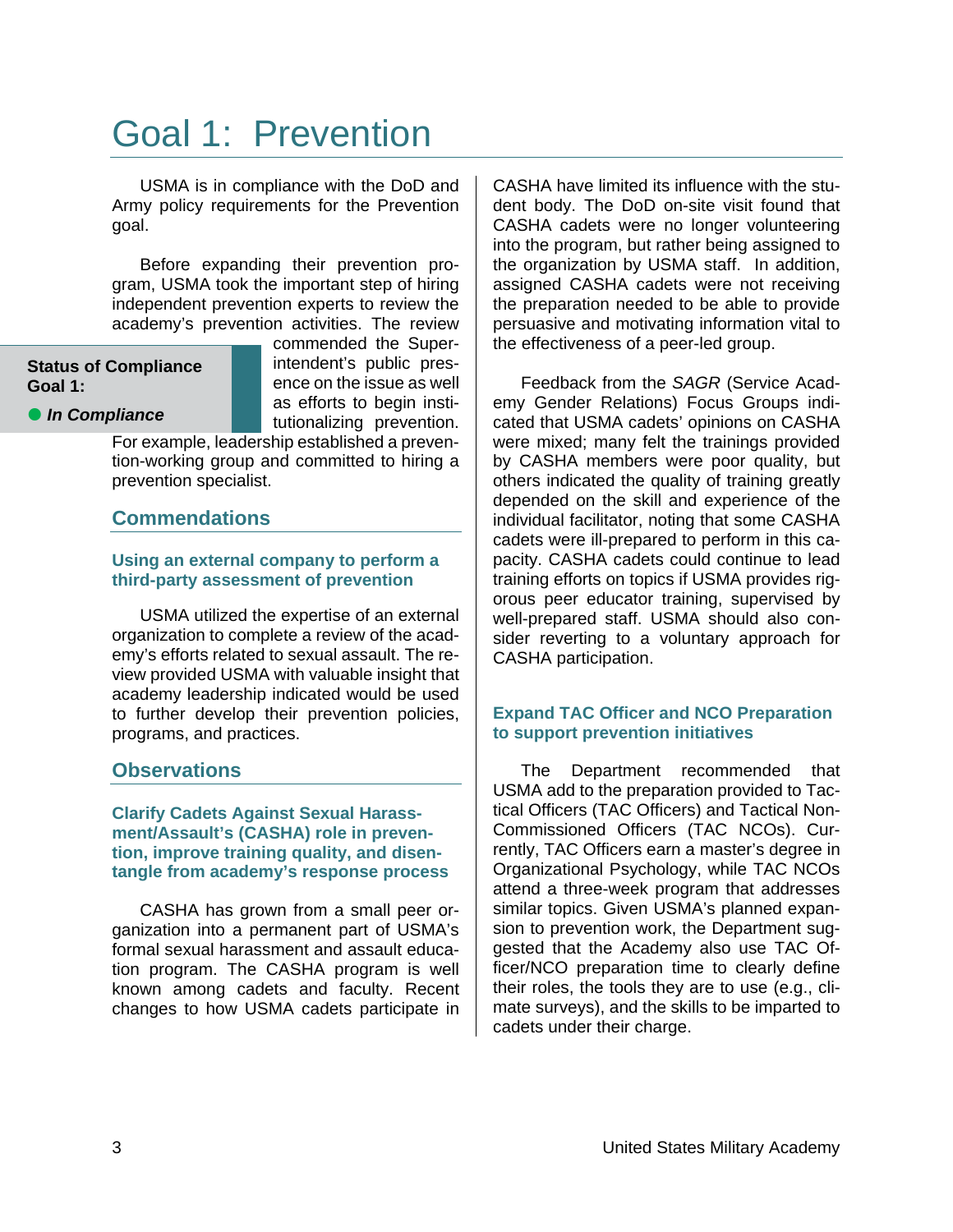# Goal 1: Prevention

USMA is in compliance with the DoD and Army policy requirements for the Prevention goal.

Before expanding their prevention program, USMA took the important step of hiring independent prevention experts to review the academy's prevention activities. The review commended the Superintendent's public presence on the issue as well as efforts to begin institutionalizing prevention. For example, leadership established a prevention-working group and committed to hiring a prevention specialist.

**Status of Compliance Goal 1:**

● ***In Compliance***

## Commendations

### Using an external company to perform a third-party assessment of prevention

USMA utilized the expertise of an external organization to complete a review of the academy's efforts related to sexual assault. The review provided USMA with valuable insight that academy leadership indicated would be used to further develop their prevention policies, programs, and practices.

## Observations

### Clarify Cadets Against Sexual Harassment/Assault's (CASHA) role in prevention, improve training quality, and disentangle from academy's response process

CASHA has grown from a small peer organization into a permanent part of USMA's formal sexual harassment and assault education program. The CASHA program is well known among cadets and faculty. Recent changes to how USMA cadets participate in CASHA have limited its influence with the student body. The DoD on-site visit found that CASHA cadets were no longer volunteering into the program, but rather being assigned to the organization by USMA staff. In addition, assigned CASHA cadets were not receiving the preparation needed to be able to provide persuasive and motivating information vital to the effectiveness of a peer-led group.

Feedback from the *SAGR* (Service Academy Gender Relations) Focus Groups indicated that USMA cadets' opinions on CASHA were mixed; many felt the trainings provided by CASHA members were poor quality, but others indicated the quality of training greatly depended on the skill and experience of the individual facilitator, noting that some CASHA cadets were ill-prepared to perform in this capacity. CASHA cadets could continue to lead training efforts on topics if USMA provides rigorous peer educator training, supervised by well-prepared staff. USMA should also consider reverting to a voluntary approach for CASHA participation.

### Expand TAC Officer and NCO Preparation to support prevention initiatives

The Department recommended that USMA add to the preparation provided to Tactical Officers (TAC Officers) and Tactical Non-Commissioned Officers (TAC NCOs). Currently, TAC Officers earn a master's degree in Organizational Psychology, while TAC NCOs attend a three-week program that addresses similar topics. Given USMA's planned expansion to prevention work, the Department suggested that the Academy also use TAC Officer/NCO preparation time to clearly define their roles, the tools they are to use (e.g., climate surveys), and the skills to be imparted to cadets under their charge.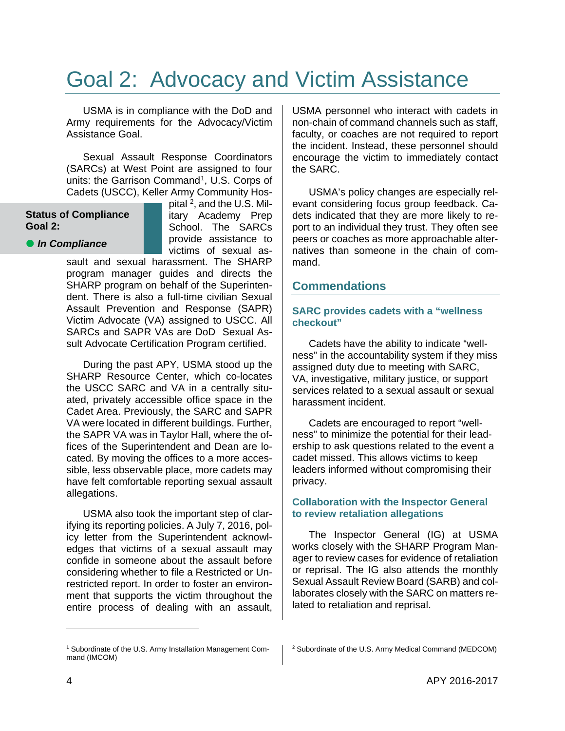# Goal 2: Advocacy and Victim Assistance

**Status of Compliance Goal 2:**

● ***In Compliance***

USMA is in compliance with the DoD and Army requirements for the Advocacy/Victim Assistance Goal.

Sexual Assault Response Coordinators (SARCs) at West Point are assigned to four units: the Garrison Command[1], U.S. Corps of Cadets (USCC), Keller Army Community Hospital [2], and the U.S. Military Academy Prep School. The SARCs provide assistance to victims of sexual assault and sexual harassment. The SHARP program manager guides and directs the SHARP program on behalf of the Superintendent. There is also a full-time civilian Sexual Assault Prevention and Response (SAPR) Victim Advocate (VA) assigned to USCC. All SARCs and SAPR VAs are DoD Sexual Assult Advocate Certification Program certified.

During the past APY, USMA stood up the SHARP Resource Center, which co-locates the USCC SARC and VA in a centrally situated, privately accessible office space in the Cadet Area. Previously, the SARC and SAPR VA were located in different buildings. Further, the SAPR VA was in Taylor Hall, where the offices of the Superintendent and Dean are located. By moving the offices to a more accessible, less observable place, more cadets may have felt comfortable reporting sexual assault allegations.

USMA also took the important step of clarifying its reporting policies. A July 7, 2016, policy letter from the Superintendent acknowledges that victims of a sexual assault may confide in someone about the assault before considering whether to file a Restricted or Unrestricted report. In order to foster an environment that supports the victim throughout the entire process of dealing with an assault, USMA personnel who interact with cadets in non-chain of command channels such as staff, faculty, or coaches are not required to report the incident. Instead, these personnel should encourage the victim to immediately contact the SARC.

USMA's policy changes are especially relevant considering focus group feedback. Cadets indicated that they are more likely to report to an individual they trust. They often see peers or coaches as more approachable alternatives than someone in the chain of command.

## Commendations

### SARC provides cadets with a "wellness checkout"

Cadets have the ability to indicate "wellness" in the accountability system if they miss assigned duty due to meeting with SARC, VA, investigative, military justice, or support services related to a sexual assault or sexual harassment incident.

Cadets are encouraged to report "wellness" to minimize the potential for their leadership to ask questions related to the event a cadet missed. This allows victims to keep leaders informed without compromising their privacy.

### Collaboration with the Inspector General to review retaliation allegations

The Inspector General (IG) at USMA works closely with the SHARP Program Manager to review cases for evidence of retaliation or reprisal. The IG also attends the monthly Sexual Assault Review Board (SARB) and collaborates closely with the SARC on matters related to retaliation and reprisal.

---

[1] Subordinate of the U.S. Army Installation Management Command (IMCOM)

[2] Subordinate of the U.S. Army Medical Command (MEDCOM)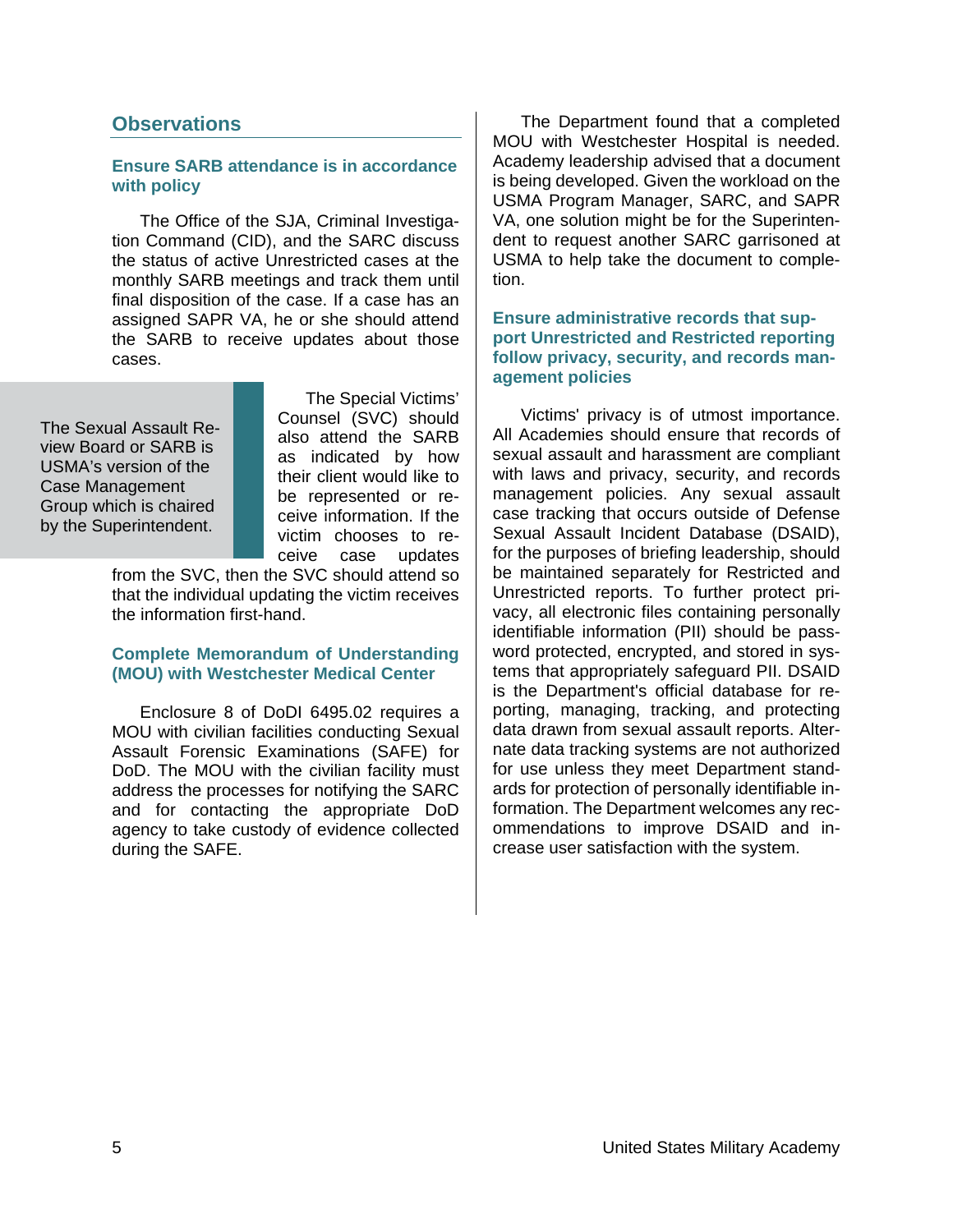## Observations

### Ensure SARB attendance is in accordance with policy

The Office of the SJA, Criminal Investigation Command (CID), and the SARC discuss the status of active Unrestricted cases at the monthly SARB meetings and track them until final disposition of the case. If a case has an assigned SAPR VA, he or she should attend the SARB to receive updates about those cases.

> The Sexual Assault Review Board or SARB is USMA's version of the Case Management Group which is chaired by the Superintendent.

The Special Victims' Counsel (SVC) should also attend the SARB as indicated by how their client would like to be represented or receive information. If the victim chooses to receive case updates from the SVC, then the SVC should attend so that the individual updating the victim receives the information first-hand.

### Complete Memorandum of Understanding (MOU) with Westchester Medical Center

Enclosure 8 of DoDI 6495.02 requires a MOU with civilian facilities conducting Sexual Assault Forensic Examinations (SAFE) for DoD. The MOU with the civilian facility must address the processes for notifying the SARC and for contacting the appropriate DoD agency to take custody of evidence collected during the SAFE.

The Department found that a completed MOU with Westchester Hospital is needed. Academy leadership advised that a document is being developed. Given the workload on the USMA Program Manager, SARC, and SAPR VA, one solution might be for the Superintendent to request another SARC garrisoned at USMA to help take the document to completion.

### Ensure administrative records that support Unrestricted and Restricted reporting follow privacy, security, and records management policies

Victims' privacy is of utmost importance. All Academies should ensure that records of sexual assault and harassment are compliant with laws and privacy, security, and records management policies. Any sexual assault case tracking that occurs outside of Defense Sexual Assault Incident Database (DSAID), for the purposes of briefing leadership, should be maintained separately for Restricted and Unrestricted reports. To further protect privacy, all electronic files containing personally identifiable information (PII) should be password protected, encrypted, and stored in systems that appropriately safeguard PII. DSAID is the Department's official database for reporting, managing, tracking, and protecting data drawn from sexual assault reports. Alternate data tracking systems are not authorized for use unless they meet Department standards for protection of personally identifiable information. The Department welcomes any recommendations to improve DSAID and increase user satisfaction with the system.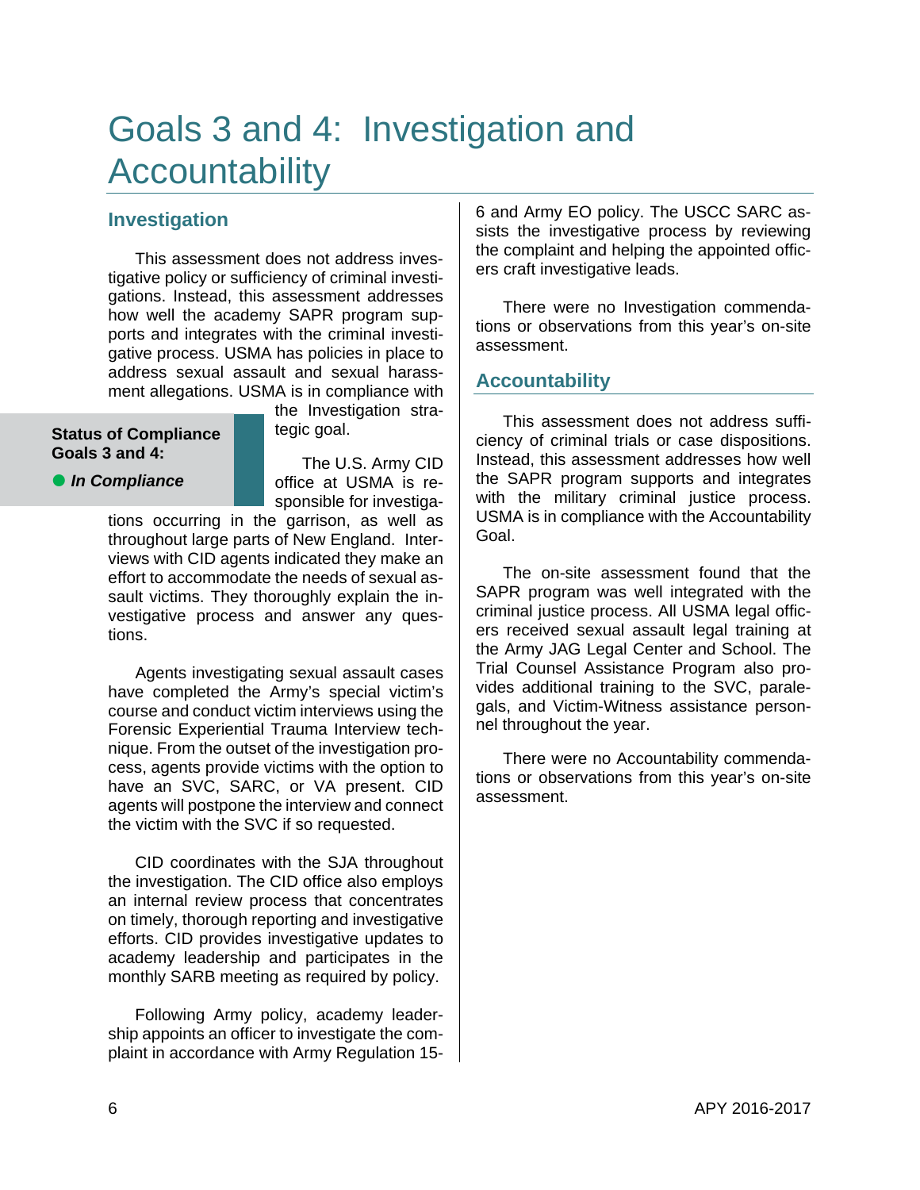# Goals 3 and 4: Investigation and Accountability

## Investigation

This assessment does not address investigative policy or sufficiency of criminal investigations. Instead, this assessment addresses how well the academy SAPR program supports and integrates with the criminal investigative process. USMA has policies in place to address sexual assault and sexual harassment allegations. USMA is in compliance with the Investigation strategic goal.

**Status of Compliance Goals 3 and 4:**

● ***In Compliance***

The U.S. Army CID office at USMA is responsible for investigations occurring in the garrison, as well as throughout large parts of New England. Interviews with CID agents indicated they make an effort to accommodate the needs of sexual assault victims. They thoroughly explain the investigative process and answer any questions.

Agents investigating sexual assault cases have completed the Army's special victim's course and conduct victim interviews using the Forensic Experiential Trauma Interview technique. From the outset of the investigation process, agents provide victims with the option to have an SVC, SARC, or VA present. CID agents will postpone the interview and connect the victim with the SVC if so requested.

CID coordinates with the SJA throughout the investigation. The CID office also employs an internal review process that concentrates on timely, thorough reporting and investigative efforts. CID provides investigative updates to academy leadership and participates in the monthly SARB meeting as required by policy.

Following Army policy, academy leadership appoints an officer to investigate the complaint in accordance with Army Regulation 15-6 and Army EO policy. The USCC SARC assists the investigative process by reviewing the complaint and helping the appointed officers craft investigative leads.

There were no Investigation commendations or observations from this year's on-site assessment.

## Accountability

This assessment does not address sufficiency of criminal trials or case dispositions. Instead, this assessment addresses how well the SAPR program supports and integrates with the military criminal justice process. USMA is in compliance with the Accountability Goal.

The on-site assessment found that the SAPR program was well integrated with the criminal justice process. All USMA legal officers received sexual assault legal training at the Army JAG Legal Center and School. The Trial Counsel Assistance Program also provides additional training to the SVC, paralegals, and Victim-Witness assistance personnel throughout the year.

There were no Accountability commendations or observations from this year's on-site assessment.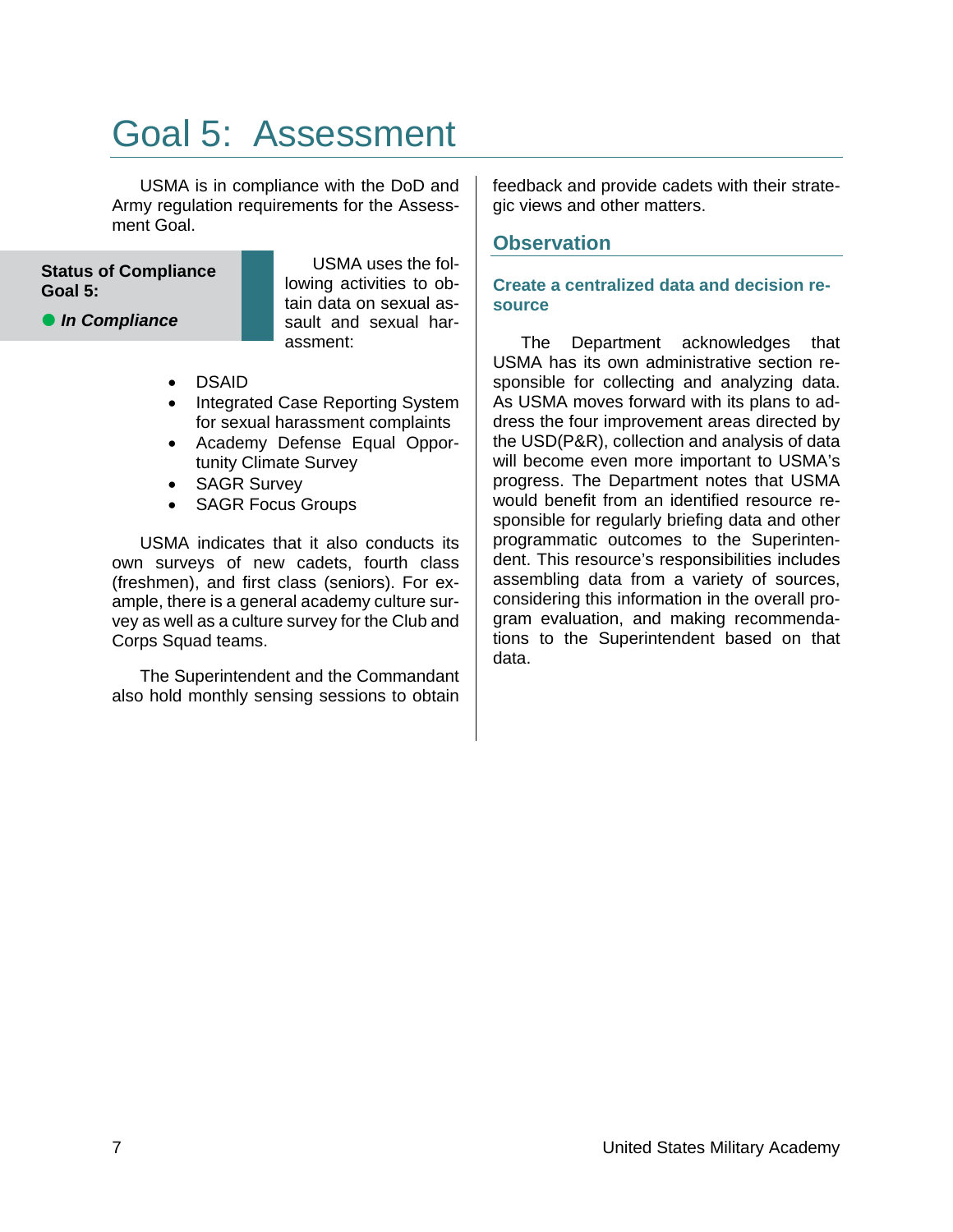# Goal 5: Assessment

USMA is in compliance with the DoD and Army regulation requirements for the Assessment Goal.

**Status of Compliance Goal 5:**

● ***In Compliance***

USMA uses the following activities to obtain data on sexual assault and sexual harassment:

- DSAID
- Integrated Case Reporting System for sexual harassment complaints
- Academy Defense Equal Opportunity Climate Survey
- SAGR Survey
- SAGR Focus Groups

USMA indicates that it also conducts its own surveys of new cadets, fourth class (freshmen), and first class (seniors). For example, there is a general academy culture survey as well as a culture survey for the Club and Corps Squad teams.

The Superintendent and the Commandant also hold monthly sensing sessions to obtain feedback and provide cadets with their strategic views and other matters.

## Observation

### Create a centralized data and decision resource

The Department acknowledges that USMA has its own administrative section responsible for collecting and analyzing data. As USMA moves forward with its plans to address the four improvement areas directed by the USD(P&R), collection and analysis of data will become even more important to USMA's progress. The Department notes that USMA would benefit from an identified resource responsible for regularly briefing data and other programmatic outcomes to the Superintendent. This resource's responsibilities includes assembling data from a variety of sources, considering this information in the overall program evaluation, and making recommendations to the Superintendent based on that data.